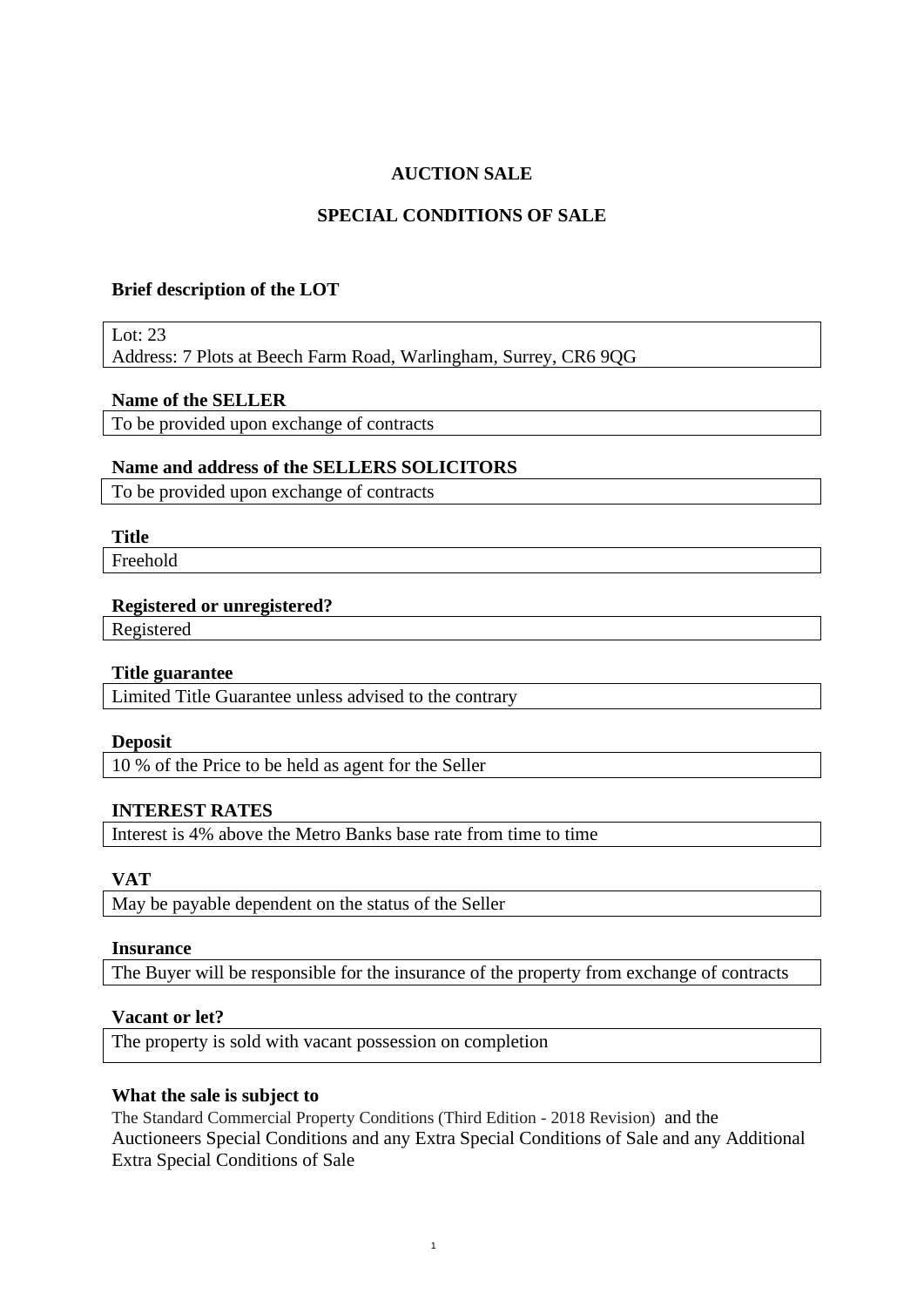# AUCTION SALE

## SPECIAL CONDITIONS OF SALE

**Brief description of the LOT**

Lot: 23
Address: 7 Plots at Beech Farm Road, Warlingham, Surrey, CR6 9QG

**Name of the SELLER**

To be provided upon exchange of contracts

**Name and address of the SELLERS SOLICITORS**

To be provided upon exchange of contracts

**Title**

Freehold

**Registered or unregistered?**

Registered

**Title guarantee**

Limited Title Guarantee unless advised to the contrary

**Deposit**

10 % of the Price to be held as agent for the Seller

**INTEREST RATES**

Interest is 4% above the Metro Banks base rate from time to time

**VAT**

May be payable dependent on the status of the Seller

**Insurance**

The Buyer will be responsible for the insurance of the property from exchange of contracts

**Vacant or let?**

The property is sold with vacant possession on completion

**What the sale is subject to**

The Standard Commercial Property Conditions (Third Edition - 2018 Revision) and the Auctioneers Special Conditions and any Extra Special Conditions of Sale and any Additional Extra Special Conditions of Sale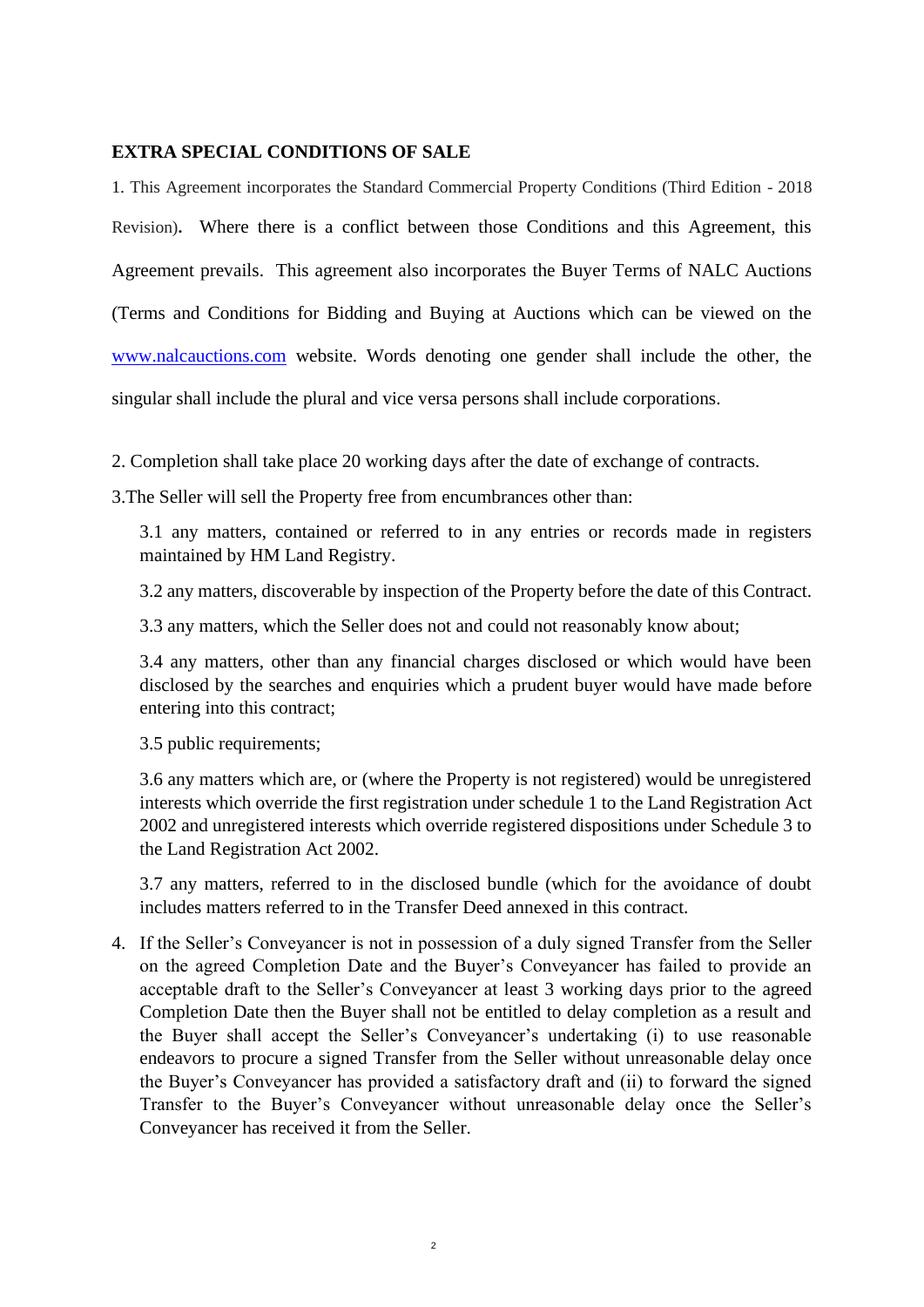## EXTRA SPECIAL CONDITIONS OF SALE

1. This Agreement incorporates the Standard Commercial Property Conditions (Third Edition - 2018 Revision). Where there is a conflict between those Conditions and this Agreement, this Agreement prevails. This agreement also incorporates the Buyer Terms of NALC Auctions (Terms and Conditions for Bidding and Buying at Auctions which can be viewed on the www.nalcauctions.com website. Words denoting one gender shall include the other, the singular shall include the plural and vice versa persons shall include corporations.

2. Completion shall take place 20 working days after the date of exchange of contracts.

3.The Seller will sell the Property free from encumbrances other than:

   3.1 any matters, contained or referred to in any entries or records made in registers maintained by HM Land Registry.

   3.2 any matters, discoverable by inspection of the Property before the date of this Contract.

   3.3 any matters, which the Seller does not and could not reasonably know about;

   3.4 any matters, other than any financial charges disclosed or which would have been disclosed by the searches and enquiries which a prudent buyer would have made before entering into this contract;

   3.5 public requirements;

   3.6 any matters which are, or (where the Property is not registered) would be unregistered interests which override the first registration under schedule 1 to the Land Registration Act 2002 and unregistered interests which override registered dispositions under Schedule 3 to the Land Registration Act 2002.

   3.7 any matters, referred to in the disclosed bundle (which for the avoidance of doubt includes matters referred to in the Transfer Deed annexed in this contract.

4. If the Seller's Conveyancer is not in possession of a duly signed Transfer from the Seller on the agreed Completion Date and the Buyer's Conveyancer has failed to provide an acceptable draft to the Seller's Conveyancer at least 3 working days prior to the agreed Completion Date then the Buyer shall not be entitled to delay completion as a result and the Buyer shall accept the Seller's Conveyancer's undertaking (i) to use reasonable endeavors to procure a signed Transfer from the Seller without unreasonable delay once the Buyer's Conveyancer has provided a satisfactory draft and (ii) to forward the signed Transfer to the Buyer's Conveyancer without unreasonable delay once the Seller's Conveyancer has received it from the Seller.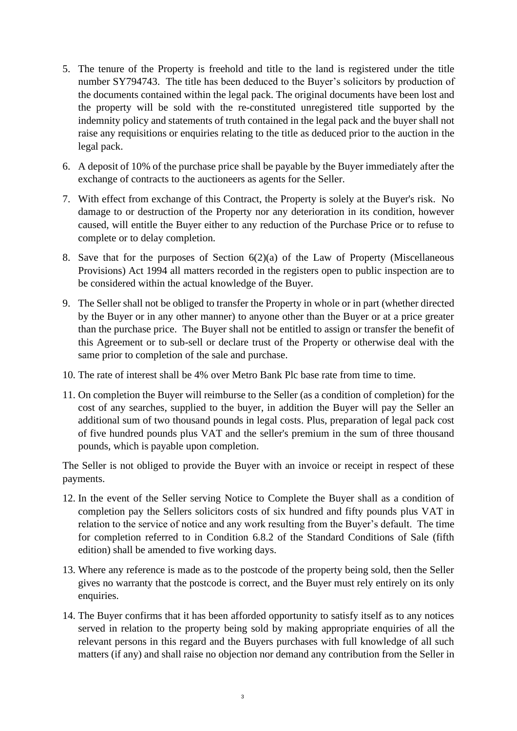5. The tenure of the Property is freehold and title to the land is registered under the title number SY794743. The title has been deduced to the Buyer's solicitors by production of the documents contained within the legal pack. The original documents have been lost and the property will be sold with the re-constituted unregistered title supported by the indemnity policy and statements of truth contained in the legal pack and the buyer shall not raise any requisitions or enquiries relating to the title as deduced prior to the auction in the legal pack.

6. A deposit of 10% of the purchase price shall be payable by the Buyer immediately after the exchange of contracts to the auctioneers as agents for the Seller.

7. With effect from exchange of this Contract, the Property is solely at the Buyer's risk. No damage to or destruction of the Property nor any deterioration in its condition, however caused, will entitle the Buyer either to any reduction of the Purchase Price or to refuse to complete or to delay completion.

8. Save that for the purposes of Section 6(2)(a) of the Law of Property (Miscellaneous Provisions) Act 1994 all matters recorded in the registers open to public inspection are to be considered within the actual knowledge of the Buyer.

9. The Seller shall not be obliged to transfer the Property in whole or in part (whether directed by the Buyer or in any other manner) to anyone other than the Buyer or at a price greater than the purchase price. The Buyer shall not be entitled to assign or transfer the benefit of this Agreement or to sub-sell or declare trust of the Property or otherwise deal with the same prior to completion of the sale and purchase.

10. The rate of interest shall be 4% over Metro Bank Plc base rate from time to time.

11. On completion the Buyer will reimburse to the Seller (as a condition of completion) for the cost of any searches, supplied to the buyer, in addition the Buyer will pay the Seller an additional sum of two thousand pounds in legal costs. Plus, preparation of legal pack cost of five hundred pounds plus VAT and the seller's premium in the sum of three thousand pounds, which is payable upon completion.

The Seller is not obliged to provide the Buyer with an invoice or receipt in respect of these payments.

12. In the event of the Seller serving Notice to Complete the Buyer shall as a condition of completion pay the Sellers solicitors costs of six hundred and fifty pounds plus VAT in relation to the service of notice and any work resulting from the Buyer's default. The time for completion referred to in Condition 6.8.2 of the Standard Conditions of Sale (fifth edition) shall be amended to five working days.

13. Where any reference is made as to the postcode of the property being sold, then the Seller gives no warranty that the postcode is correct, and the Buyer must rely entirely on its only enquiries.

14. The Buyer confirms that it has been afforded opportunity to satisfy itself as to any notices served in relation to the property being sold by making appropriate enquiries of all the relevant persons in this regard and the Buyers purchases with full knowledge of all such matters (if any) and shall raise no objection nor demand any contribution from the Seller in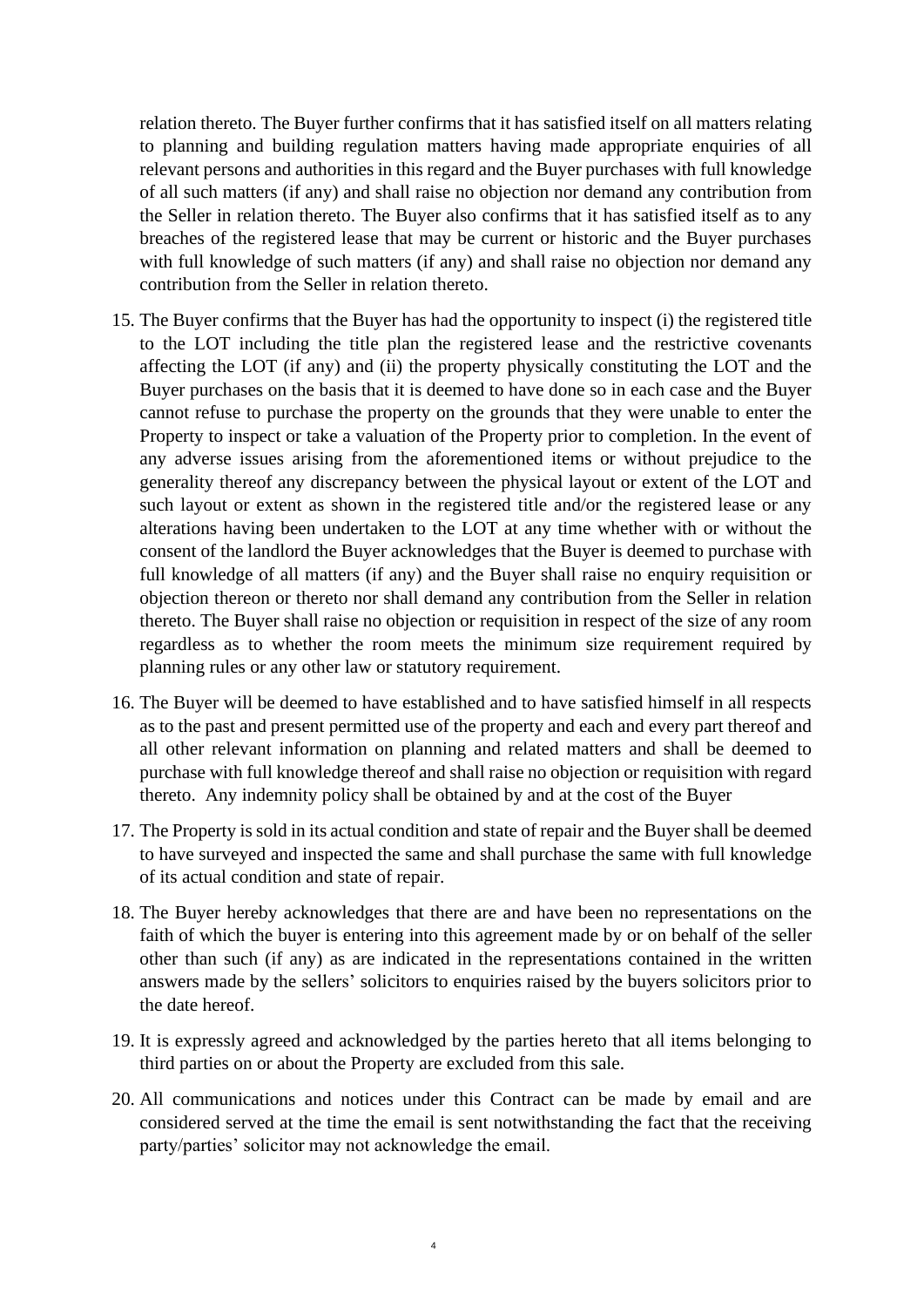relation thereto. The Buyer further confirms that it has satisfied itself on all matters relating to planning and building regulation matters having made appropriate enquiries of all relevant persons and authorities in this regard and the Buyer purchases with full knowledge of all such matters (if any) and shall raise no objection nor demand any contribution from the Seller in relation thereto. The Buyer also confirms that it has satisfied itself as to any breaches of the registered lease that may be current or historic and the Buyer purchases with full knowledge of such matters (if any) and shall raise no objection nor demand any contribution from the Seller in relation thereto.

15. The Buyer confirms that the Buyer has had the opportunity to inspect (i) the registered title to the LOT including the title plan the registered lease and the restrictive covenants affecting the LOT (if any) and (ii) the property physically constituting the LOT and the Buyer purchases on the basis that it is deemed to have done so in each case and the Buyer cannot refuse to purchase the property on the grounds that they were unable to enter the Property to inspect or take a valuation of the Property prior to completion. In the event of any adverse issues arising from the aforementioned items or without prejudice to the generality thereof any discrepancy between the physical layout or extent of the LOT and such layout or extent as shown in the registered title and/or the registered lease or any alterations having been undertaken to the LOT at any time whether with or without the consent of the landlord the Buyer acknowledges that the Buyer is deemed to purchase with full knowledge of all matters (if any) and the Buyer shall raise no enquiry requisition or objection thereon or thereto nor shall demand any contribution from the Seller in relation thereto. The Buyer shall raise no objection or requisition in respect of the size of any room regardless as to whether the room meets the minimum size requirement required by planning rules or any other law or statutory requirement.

16. The Buyer will be deemed to have established and to have satisfied himself in all respects as to the past and present permitted use of the property and each and every part thereof and all other relevant information on planning and related matters and shall be deemed to purchase with full knowledge thereof and shall raise no objection or requisition with regard thereto. Any indemnity policy shall be obtained by and at the cost of the Buyer

17. The Property is sold in its actual condition and state of repair and the Buyer shall be deemed to have surveyed and inspected the same and shall purchase the same with full knowledge of its actual condition and state of repair.

18. The Buyer hereby acknowledges that there are and have been no representations on the faith of which the buyer is entering into this agreement made by or on behalf of the seller other than such (if any) as are indicated in the representations contained in the written answers made by the sellers' solicitors to enquiries raised by the buyers solicitors prior to the date hereof.

19. It is expressly agreed and acknowledged by the parties hereto that all items belonging to third parties on or about the Property are excluded from this sale.

20. All communications and notices under this Contract can be made by email and are considered served at the time the email is sent notwithstanding the fact that the receiving party/parties' solicitor may not acknowledge the email.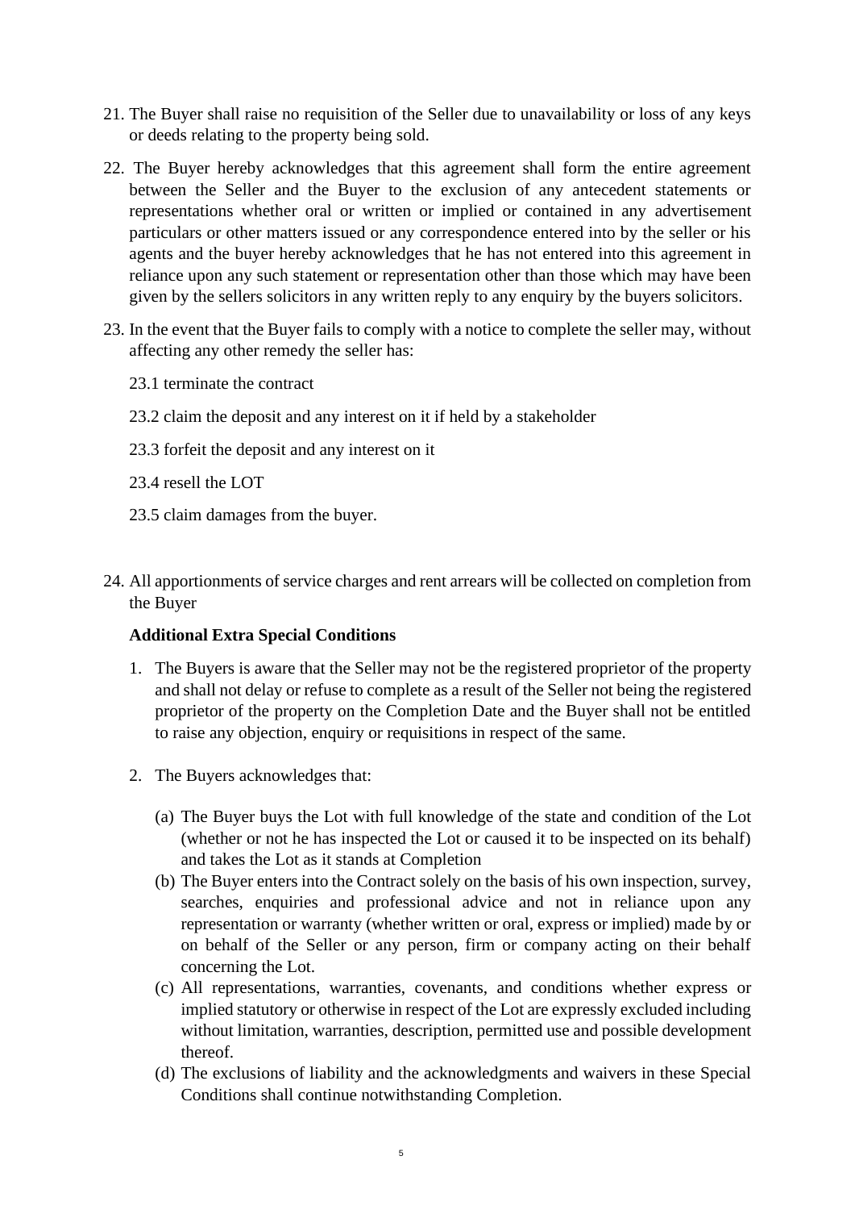21. The Buyer shall raise no requisition of the Seller due to unavailability or loss of any keys or deeds relating to the property being sold.

22. The Buyer hereby acknowledges that this agreement shall form the entire agreement between the Seller and the Buyer to the exclusion of any antecedent statements or representations whether oral or written or implied or contained in any advertisement particulars or other matters issued or any correspondence entered into by the seller or his agents and the buyer hereby acknowledges that he has not entered into this agreement in reliance upon any such statement or representation other than those which may have been given by the sellers solicitors in any written reply to any enquiry by the buyers solicitors.

23. In the event that the Buyer fails to comply with a notice to complete the seller may, without affecting any other remedy the seller has:

    23.1 terminate the contract

    23.2 claim the deposit and any interest on it if held by a stakeholder

    23.3 forfeit the deposit and any interest on it

    23.4 resell the LOT

    23.5 claim damages from the buyer.

24. All apportionments of service charges and rent arrears will be collected on completion from the Buyer

**Additional Extra Special Conditions**

1. The Buyers is aware that the Seller may not be the registered proprietor of the property and shall not delay or refuse to complete as a result of the Seller not being the registered proprietor of the property on the Completion Date and the Buyer shall not be entitled to raise any objection, enquiry or requisitions in respect of the same.

2. The Buyers acknowledges that:

    (a) The Buyer buys the Lot with full knowledge of the state and condition of the Lot (whether or not he has inspected the Lot or caused it to be inspected on its behalf) and takes the Lot as it stands at Completion

    (b) The Buyer enters into the Contract solely on the basis of his own inspection, survey, searches, enquiries and professional advice and not in reliance upon any representation or warranty (whether written or oral, express or implied) made by or on behalf of the Seller or any person, firm or company acting on their behalf concerning the Lot.

    (c) All representations, warranties, covenants, and conditions whether express or implied statutory or otherwise in respect of the Lot are expressly excluded including without limitation, warranties, description, permitted use and possible development thereof.

    (d) The exclusions of liability and the acknowledgments and waivers in these Special Conditions shall continue notwithstanding Completion.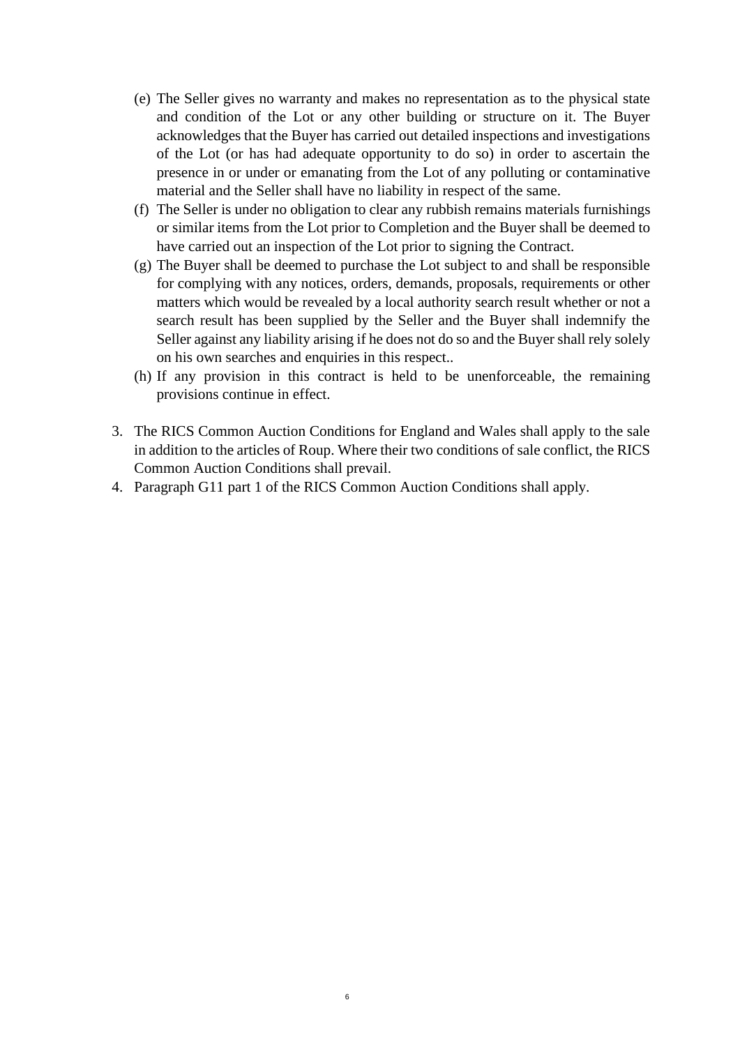(e) The Seller gives no warranty and makes no representation as to the physical state and condition of the Lot or any other building or structure on it. The Buyer acknowledges that the Buyer has carried out detailed inspections and investigations of the Lot (or has had adequate opportunity to do so) in order to ascertain the presence in or under or emanating from the Lot of any polluting or contaminative material and the Seller shall have no liability in respect of the same.

(f) The Seller is under no obligation to clear any rubbish remains materials furnishings or similar items from the Lot prior to Completion and the Buyer shall be deemed to have carried out an inspection of the Lot prior to signing the Contract.

(g) The Buyer shall be deemed to purchase the Lot subject to and shall be responsible for complying with any notices, orders, demands, proposals, requirements or other matters which would be revealed by a local authority search result whether or not a search result has been supplied by the Seller and the Buyer shall indemnify the Seller against any liability arising if he does not do so and the Buyer shall rely solely on his own searches and enquiries in this respect..

(h) If any provision in this contract is held to be unenforceable, the remaining provisions continue in effect.

3. The RICS Common Auction Conditions for England and Wales shall apply to the sale in addition to the articles of Roup. Where their two conditions of sale conflict, the RICS Common Auction Conditions shall prevail.
4. Paragraph G11 part 1 of the RICS Common Auction Conditions shall apply.